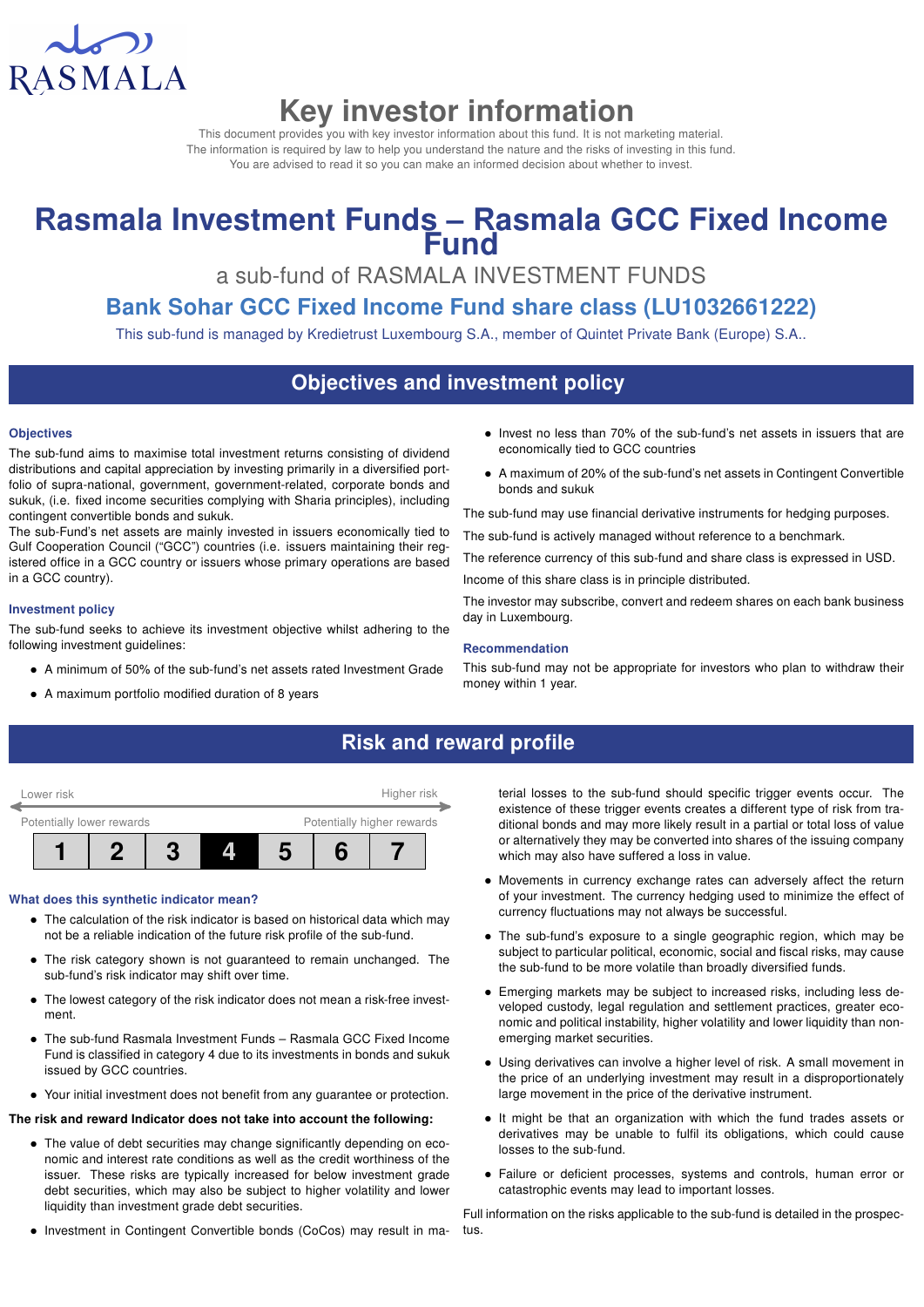RASMALA

# Key investor information

This document provides you with key investor information about this fund. It is not marketing material.
The information is required by law to help you understand the nature and the risks of investing in this fund.
You are advised to read it so you can make an informed decision about whether to invest.

# Rasmala Investment Funds – Rasmala GCC Fixed Income Fund

a sub-fund of RASMALA INVESTMENT FUNDS

## Bank Sohar GCC Fixed Income Fund share class (LU1032661222)

This sub-fund is managed by Kredietrust Luxembourg S.A., member of Quintet Private Bank (Europe) S.A..

## Objectives and investment policy

### Objectives

The sub-fund aims to maximise total investment returns consisting of dividend distributions and capital appreciation by investing primarily in a diversified portfolio of supra-national, government, government-related, corporate bonds and sukuk, (i.e. fixed income securities complying with Sharia principles), including contingent convertible bonds and sukuk.

The sub-Fund's net assets are mainly invested in issuers economically tied to Gulf Cooperation Council ("GCC") countries (i.e. issuers maintaining their registered office in a GCC country or issuers whose primary operations are based in a GCC country).

### Investment policy

The sub-fund seeks to achieve its investment objective whilst adhering to the following investment guidelines:

- A minimum of 50% of the sub-fund's net assets rated Investment Grade
- A maximum portfolio modified duration of 8 years
- Invest no less than 70% of the sub-fund's net assets in issuers that are economically tied to GCC countries
- A maximum of 20% of the sub-fund's net assets in Contingent Convertible bonds and sukuk

The sub-fund may use financial derivative instruments for hedging purposes.

The sub-fund is actively managed without reference to a benchmark.

The reference currency of this sub-fund and share class is expressed in USD.

Income of this share class is in principle distributed.

The investor may subscribe, convert and redeem shares on each bank business day in Luxembourg.

### Recommendation

This sub-fund may not be appropriate for investors who plan to withdraw their money within 1 year.

## Risk and reward profile

Lower risk — Higher risk

Potentially lower rewards — Potentially higher rewards

| 1 | 2 | 3 | **4** | 5 | 6 | 7 |
|---|---|---|---|---|---|---|

### What does this synthetic indicator mean?

- The calculation of the risk indicator is based on historical data which may not be a reliable indication of the future risk profile of the sub-fund.
- The risk category shown is not guaranteed to remain unchanged. The sub-fund's risk indicator may shift over time.
- The lowest category of the risk indicator does not mean a risk-free investment.
- The sub-fund Rasmala Investment Funds – Rasmala GCC Fixed Income Fund is classified in category 4 due to its investments in bonds and sukuk issued by GCC countries.
- Your initial investment does not benefit from any guarantee or protection.

**The risk and reward Indicator does not take into account the following:**

- The value of debt securities may change significantly depending on economic and interest rate conditions as well as the credit worthiness of the issuer. These risks are typically increased for below investment grade debt securities, which may also be subject to higher volatility and lower liquidity than investment grade debt securities.
- Investment in Contingent Convertible bonds (CoCos) may result in material losses to the sub-fund should specific trigger events occur. The existence of these trigger events creates a different type of risk from traditional bonds and may more likely result in a partial or total loss of value or alternatively they may be converted into shares of the issuing company which may also have suffered a loss in value.
- Movements in currency exchange rates can adversely affect the return of your investment. The currency hedging used to minimize the effect of currency fluctuations may not always be successful.
- The sub-fund's exposure to a single geographic region, which may be subject to particular political, economic, social and fiscal risks, may cause the sub-fund to be more volatile than broadly diversified funds.
- Emerging markets may be subject to increased risks, including less developed custody, legal regulation and settlement practices, greater economic and political instability, higher volatility and lower liquidity than non-emerging market securities.
- Using derivatives can involve a higher level of risk. A small movement in the price of an underlying investment may result in a disproportionately large movement in the price of the derivative instrument.
- It might be that an organization with which the fund trades assets or derivatives may be unable to fulfil its obligations, which could cause losses to the sub-fund.
- Failure or deficient processes, systems and controls, human error or catastrophic events may lead to important losses.

Full information on the risks applicable to the sub-fund is detailed in the prospectus.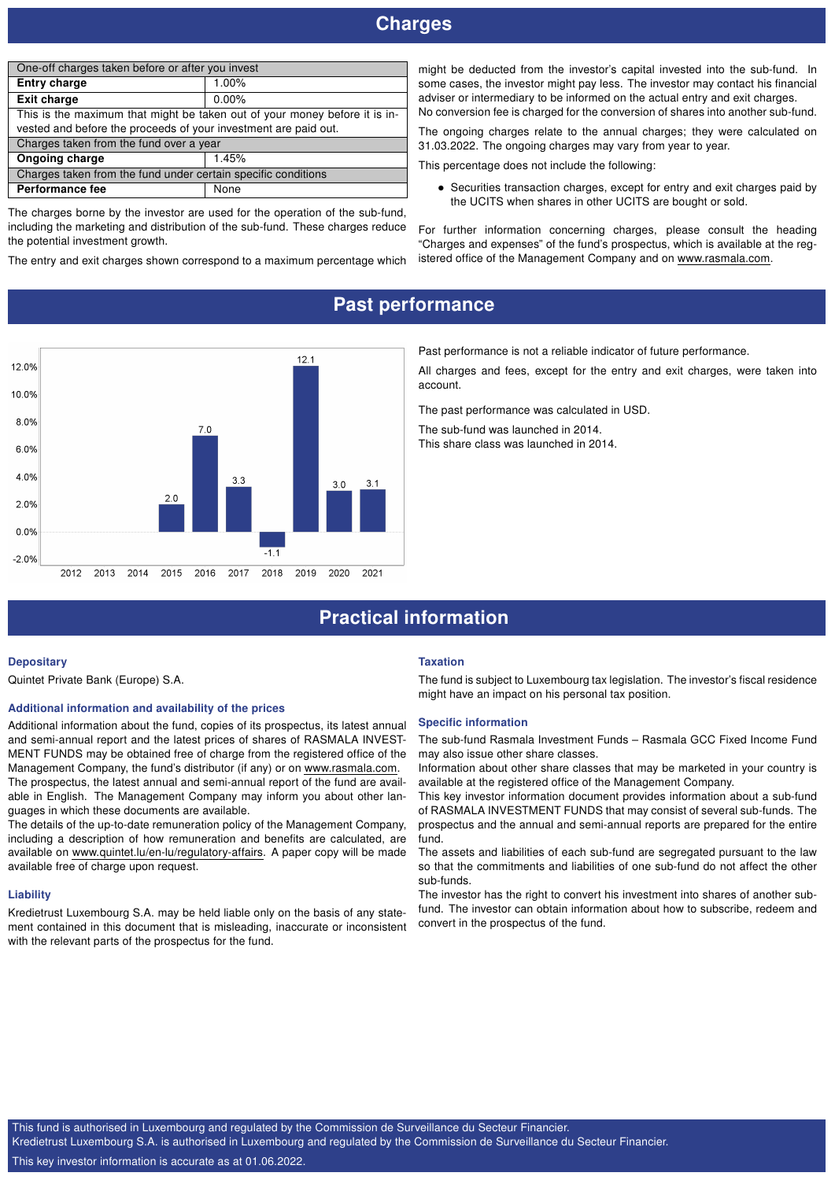## Charges

| | |
|---|---|
| One-off charges taken before or after you invest | |
| **Entry charge** | 1.00% |
| **Exit charge** | 0.00% |
| This is the maximum that might be taken out of your money before it is invested and before the proceeds of your investment are paid out. | |
| Charges taken from the fund over a year | |
| **Ongoing charge** | 1.45% |
| Charges taken from the fund under certain specific conditions | |
| **Performance fee** | None |

The charges borne by the investor are used for the operation of the sub-fund, including the marketing and distribution of the sub-fund. These charges reduce the potential investment growth.

The entry and exit charges shown correspond to a maximum percentage which might be deducted from the investor's capital invested into the sub-fund. In some cases, the investor might pay less. The investor may contact his financial adviser or intermediary to be informed on the actual entry and exit charges. No conversion fee is charged for the conversion of shares into another sub-fund.

The ongoing charges relate to the annual charges; they were calculated on 31.03.2022. The ongoing charges may vary from year to year.

This percentage does not include the following:

- Securities transaction charges, except for entry and exit charges paid by the UCITS when shares in other UCITS are bought or sold.

For further information concerning charges, please consult the heading "Charges and expenses" of the fund's prospectus, which is available at the registered office of the Management Company and on www.rasmala.com.

## Past performance

12.0%
10.0%
8.0%
6.0%
4.0%
2.0%
0.0%
-2.0%

2.0 7.0 3.3 -1.1 12.1 3.0 3.1

2012 2013 2014 2015 2016 2017 2018 2019 2020 2021

Past performance is not a reliable indicator of future performance.

All charges and fees, except for the entry and exit charges, were taken into account.

The past performance was calculated in USD.

The sub-fund was launched in 2014.
This share class was launched in 2014.

## Practical information

### Depositary

Quintet Private Bank (Europe) S.A.

### Additional information and availability of the prices

Additional information about the fund, copies of its prospectus, its latest annual and semi-annual report and the latest prices of shares of RASMALA INVESTMENT FUNDS may be obtained free of charge from the registered office of the Management Company, the fund's distributor (if any) or on www.rasmala.com. The prospectus, the latest annual and semi-annual report of the fund are available in English. The Management Company may inform you about other languages in which these documents are available.
The details of the up-to-date remuneration policy of the Management Company, including a description of how remuneration and benefits are calculated, are available on www.quintet.lu/en-lu/regulatory-affairs. A paper copy will be made available free of charge upon request.

### Liability

Kredietrust Luxembourg S.A. may be held liable only on the basis of any statement contained in this document that is misleading, inaccurate or inconsistent with the relevant parts of the prospectus for the fund.

### Taxation

The fund is subject to Luxembourg tax legislation. The investor's fiscal residence might have an impact on his personal tax position.

### Specific information

The sub-fund Rasmala Investment Funds – Rasmala GCC Fixed Income Fund may also issue other share classes.
Information about other share classes that may be marketed in your country is available at the registered office of the Management Company.
This key investor information document provides information about a sub-fund of RASMALA INVESTMENT FUNDS that may consist of several sub-funds. The prospectus and the annual and semi-annual reports are prepared for the entire fund.
The assets and liabilities of each sub-fund are segregated pursuant to the law so that the commitments and liabilities of one sub-fund do not affect the other sub-funds.
The investor has the right to convert his investment into shares of another sub-fund. The investor can obtain information about how to subscribe, redeem and convert in the prospectus of the fund.

This fund is authorised in Luxembourg and regulated by the Commission de Surveillance du Secteur Financier.
Kredietrust Luxembourg S.A. is authorised in Luxembourg and regulated by the Commission de Surveillance du Secteur Financier.

This key investor information is accurate as at 01.06.2022.